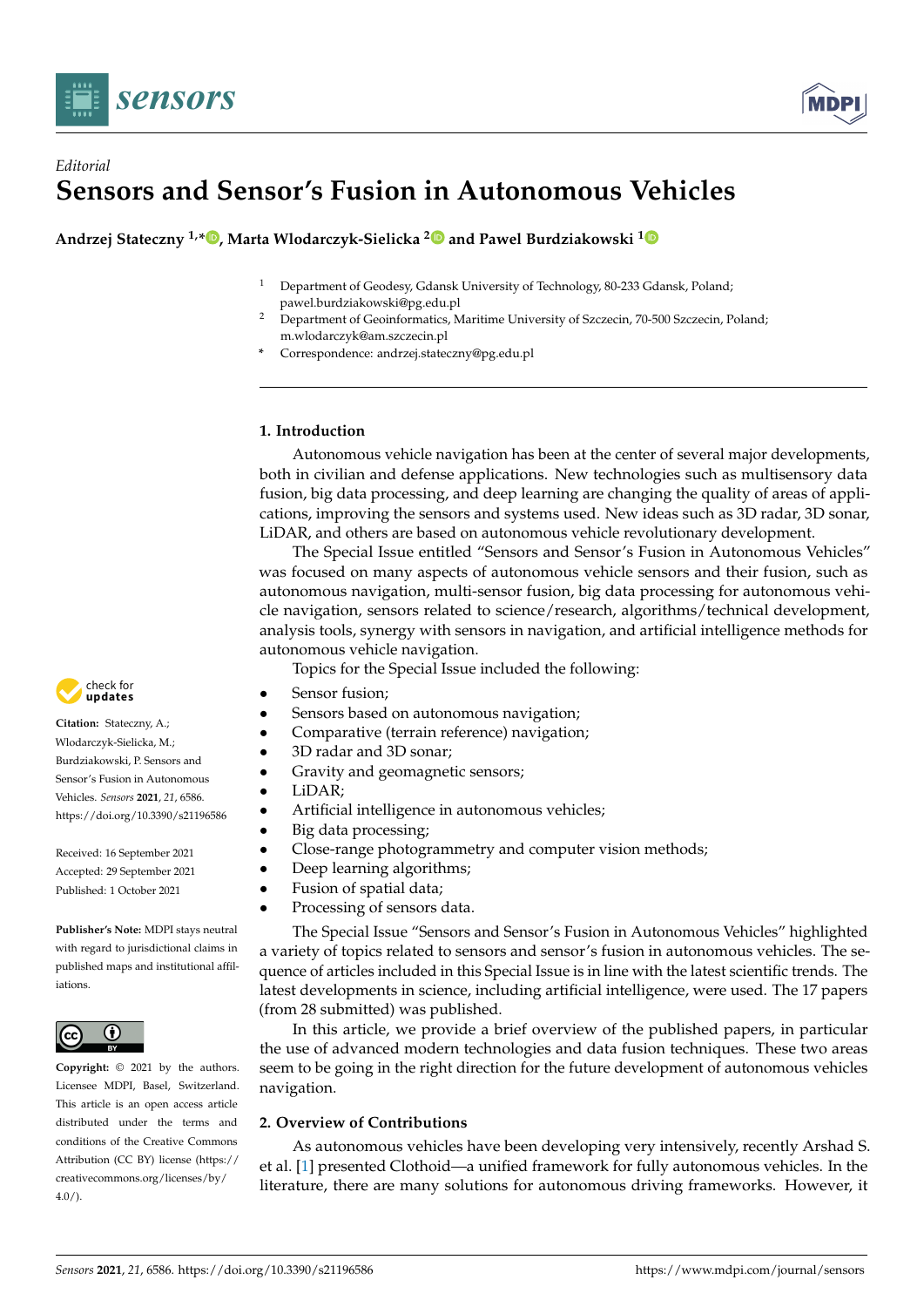*Editorial*

# Sensors and Sensor's Fusion in Autonomous Vehicles

**Andrzej Stateczny [1,*], Marta Wlodarczyk-Sielicka [2] and Pawel Burdziakowski [1]**

[1] Department of Geodesy, Gdansk University of Technology, 80-233 Gdansk, Poland; pawel.burdziakowski@pg.edu.pl

[2] Department of Geoinformatics, Maritime University of Szczecin, 70-500 Szczecin, Poland; m.wlodarczyk@am.szczecin.pl

\* Correspondence: andrzej.stateczny@pg.edu.pl

**Citation:** Stateczny, A.; Wlodarczyk-Sielicka, M.; Burdziakowski, P. Sensors and Sensor's Fusion in Autonomous Vehicles. *Sensors* **2021**, *21*, 6586. https://doi.org/10.3390/s21196586

Received: 16 September 2021
Accepted: 29 September 2021
Published: 1 October 2021

**Publisher's Note:** MDPI stays neutral with regard to jurisdictional claims in published maps and institutional affiliations.

**Copyright:** © 2021 by the authors. Licensee MDPI, Basel, Switzerland. This article is an open access article distributed under the terms and conditions of the Creative Commons Attribution (CC BY) license (https://creativecommons.org/licenses/by/4.0/).

## 1. Introduction

Autonomous vehicle navigation has been at the center of several major developments, both in civilian and defense applications. New technologies such as multisensory data fusion, big data processing, and deep learning are changing the quality of areas of applications, improving the sensors and systems used. New ideas such as 3D radar, 3D sonar, LiDAR, and others are based on autonomous vehicle revolutionary development.

The Special Issue entitled "Sensors and Sensor's Fusion in Autonomous Vehicles" was focused on many aspects of autonomous vehicle sensors and their fusion, such as autonomous navigation, multi-sensor fusion, big data processing for autonomous vehicle navigation, sensors related to science/research, algorithms/technical development, analysis tools, synergy with sensors in navigation, and artificial intelligence methods for autonomous vehicle navigation.

Topics for the Special Issue included the following:

- Sensor fusion;
- Sensors based on autonomous navigation;
- Comparative (terrain reference) navigation;
- 3D radar and 3D sonar;
- Gravity and geomagnetic sensors;
- LiDAR;
- Artificial intelligence in autonomous vehicles;
- Big data processing;
- Close-range photogrammetry and computer vision methods;
- Deep learning algorithms;
- Fusion of spatial data;
- Processing of sensors data.

The Special Issue "Sensors and Sensor's Fusion in Autonomous Vehicles" highlighted a variety of topics related to sensors and sensor's fusion in autonomous vehicles. The sequence of articles included in this Special Issue is in line with the latest scientific trends. The latest developments in science, including artificial intelligence, were used. The 17 papers (from 28 submitted) was published.

In this article, we provide a brief overview of the published papers, in particular the use of advanced modern technologies and data fusion techniques. These two areas seem to be going in the right direction for the future development of autonomous vehicles navigation.

## 2. Overview of Contributions

As autonomous vehicles have been developing very intensively, recently Arshad S. et al. [1] presented Clothoid—a unified framework for fully autonomous vehicles. In the literature, there are many solutions for autonomous driving frameworks. However, it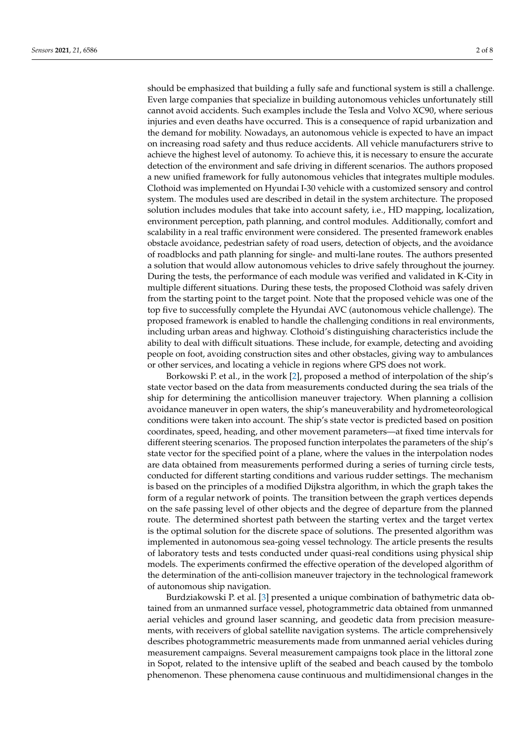should be emphasized that building a fully safe and functional system is still a challenge. Even large companies that specialize in building autonomous vehicles unfortunately still cannot avoid accidents. Such examples include the Tesla and Volvo XC90, where serious injuries and even deaths have occurred. This is a consequence of rapid urbanization and the demand for mobility. Nowadays, an autonomous vehicle is expected to have an impact on increasing road safety and thus reduce accidents. All vehicle manufacturers strive to achieve the highest level of autonomy. To achieve this, it is necessary to ensure the accurate detection of the environment and safe driving in different scenarios. The authors proposed a new unified framework for fully autonomous vehicles that integrates multiple modules. Clothoid was implemented on Hyundai I-30 vehicle with a customized sensory and control system. The modules used are described in detail in the system architecture. The proposed solution includes modules that take into account safety, i.e., HD mapping, localization, environment perception, path planning, and control modules. Additionally, comfort and scalability in a real traffic environment were considered. The presented framework enables obstacle avoidance, pedestrian safety of road users, detection of objects, and the avoidance of roadblocks and path planning for single- and multi-lane routes. The authors presented a solution that would allow autonomous vehicles to drive safely throughout the journey. During the tests, the performance of each module was verified and validated in K-City in multiple different situations. During these tests, the proposed Clothoid was safely driven from the starting point to the target point. Note that the proposed vehicle was one of the top five to successfully complete the Hyundai AVC (autonomous vehicle challenge). The proposed framework is enabled to handle the challenging conditions in real environments, including urban areas and highway. Clothoid's distinguishing characteristics include the ability to deal with difficult situations. These include, for example, detecting and avoiding people on foot, avoiding construction sites and other obstacles, giving way to ambulances or other services, and locating a vehicle in regions where GPS does not work.

Borkowski P. et al., in the work [2], proposed a method of interpolation of the ship's state vector based on the data from measurements conducted during the sea trials of the ship for determining the anticollision maneuver trajectory. When planning a collision avoidance maneuver in open waters, the ship's maneuverability and hydrometeorological conditions were taken into account. The ship's state vector is predicted based on position coordinates, speed, heading, and other movement parameters—at fixed time intervals for different steering scenarios. The proposed function interpolates the parameters of the ship's state vector for the specified point of a plane, where the values in the interpolation nodes are data obtained from measurements performed during a series of turning circle tests, conducted for different starting conditions and various rudder settings. The mechanism is based on the principles of a modified Dijkstra algorithm, in which the graph takes the form of a regular network of points. The transition between the graph vertices depends on the safe passing level of other objects and the degree of departure from the planned route. The determined shortest path between the starting vertex and the target vertex is the optimal solution for the discrete space of solutions. The presented algorithm was implemented in autonomous sea-going vessel technology. The article presents the results of laboratory tests and tests conducted under quasi-real conditions using physical ship models. The experiments confirmed the effective operation of the developed algorithm of the determination of the anti-collision maneuver trajectory in the technological framework of autonomous ship navigation.

Burdziakowski P. et al. [3] presented a unique combination of bathymetric data obtained from an unmanned surface vessel, photogrammetric data obtained from unmanned aerial vehicles and ground laser scanning, and geodetic data from precision measurements, with receivers of global satellite navigation systems. The article comprehensively describes photogrammetric measurements made from unmanned aerial vehicles during measurement campaigns. Several measurement campaigns took place in the littoral zone in Sopot, related to the intensive uplift of the seabed and beach caused by the tombolo phenomenon. These phenomena cause continuous and multidimensional changes in the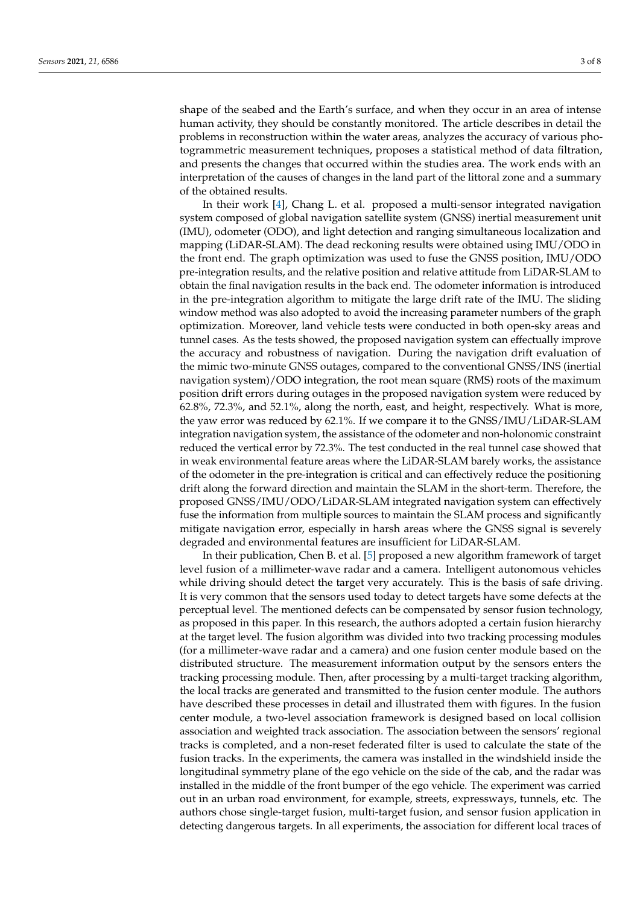shape of the seabed and the Earth's surface, and when they occur in an area of intense human activity, they should be constantly monitored. The article describes in detail the problems in reconstruction within the water areas, analyzes the accuracy of various photogrammetric measurement techniques, proposes a statistical method of data filtration, and presents the changes that occurred within the studies area. The work ends with an interpretation of the causes of changes in the land part of the littoral zone and a summary of the obtained results.

In their work [4], Chang L. et al. proposed a multi-sensor integrated navigation system composed of global navigation satellite system (GNSS) inertial measurement unit (IMU), odometer (ODO), and light detection and ranging simultaneous localization and mapping (LiDAR-SLAM). The dead reckoning results were obtained using IMU/ODO in the front end. The graph optimization was used to fuse the GNSS position, IMU/ODO pre-integration results, and the relative position and relative attitude from LiDAR-SLAM to obtain the final navigation results in the back end. The odometer information is introduced in the pre-integration algorithm to mitigate the large drift rate of the IMU. The sliding window method was also adopted to avoid the increasing parameter numbers of the graph optimization. Moreover, land vehicle tests were conducted in both open-sky areas and tunnel cases. As the tests showed, the proposed navigation system can effectually improve the accuracy and robustness of navigation. During the navigation drift evaluation of the mimic two-minute GNSS outages, compared to the conventional GNSS/INS (inertial navigation system)/ODO integration, the root mean square (RMS) roots of the maximum position drift errors during outages in the proposed navigation system were reduced by 62.8%, 72.3%, and 52.1%, along the north, east, and height, respectively. What is more, the yaw error was reduced by 62.1%. If we compare it to the GNSS/IMU/LiDAR-SLAM integration navigation system, the assistance of the odometer and non-holonomic constraint reduced the vertical error by 72.3%. The test conducted in the real tunnel case showed that in weak environmental feature areas where the LiDAR-SLAM barely works, the assistance of the odometer in the pre-integration is critical and can effectively reduce the positioning drift along the forward direction and maintain the SLAM in the short-term. Therefore, the proposed GNSS/IMU/ODO/LiDAR-SLAM integrated navigation system can effectively fuse the information from multiple sources to maintain the SLAM process and significantly mitigate navigation error, especially in harsh areas where the GNSS signal is severely degraded and environmental features are insufficient for LiDAR-SLAM.

In their publication, Chen B. et al. [5] proposed a new algorithm framework of target level fusion of a millimeter-wave radar and a camera. Intelligent autonomous vehicles while driving should detect the target very accurately. This is the basis of safe driving. It is very common that the sensors used today to detect targets have some defects at the perceptual level. The mentioned defects can be compensated by sensor fusion technology, as proposed in this paper. In this research, the authors adopted a certain fusion hierarchy at the target level. The fusion algorithm was divided into two tracking processing modules (for a millimeter-wave radar and a camera) and one fusion center module based on the distributed structure. The measurement information output by the sensors enters the tracking processing module. Then, after processing by a multi-target tracking algorithm, the local tracks are generated and transmitted to the fusion center module. The authors have described these processes in detail and illustrated them with figures. In the fusion center module, a two-level association framework is designed based on local collision association and weighted track association. The association between the sensors' regional tracks is completed, and a non-reset federated filter is used to calculate the state of the fusion tracks. In the experiments, the camera was installed in the windshield inside the longitudinal symmetry plane of the ego vehicle on the side of the cab, and the radar was installed in the middle of the front bumper of the ego vehicle. The experiment was carried out in an urban road environment, for example, streets, expressways, tunnels, etc. The authors chose single-target fusion, multi-target fusion, and sensor fusion application in detecting dangerous targets. In all experiments, the association for different local traces of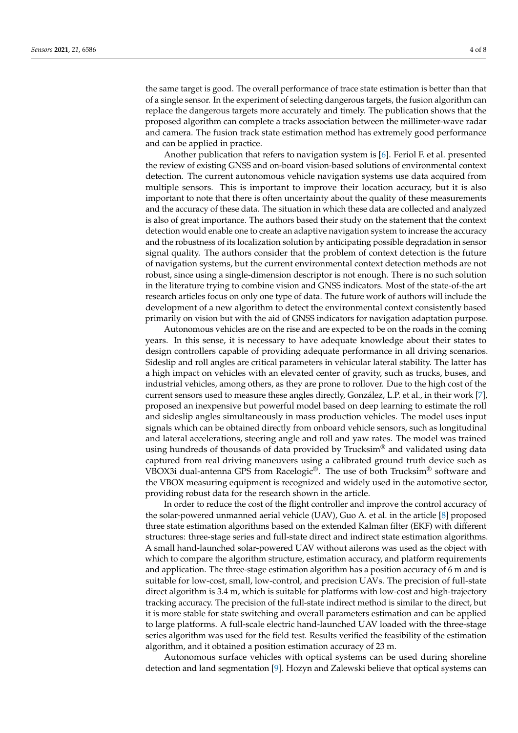the same target is good. The overall performance of trace state estimation is better than that of a single sensor. In the experiment of selecting dangerous targets, the fusion algorithm can replace the dangerous targets more accurately and timely. The publication shows that the proposed algorithm can complete a tracks association between the millimeter-wave radar and camera. The fusion track state estimation method has extremely good performance and can be applied in practice.

Another publication that refers to navigation system is [6]. Feriol F. et al. presented the review of existing GNSS and on-board vision-based solutions of environmental context detection. The current autonomous vehicle navigation systems use data acquired from multiple sensors. This is important to improve their location accuracy, but it is also important to note that there is often uncertainty about the quality of these measurements and the accuracy of these data. The situation in which these data are collected and analyzed is also of great importance. The authors based their study on the statement that the context detection would enable one to create an adaptive navigation system to increase the accuracy and the robustness of its localization solution by anticipating possible degradation in sensor signal quality. The authors consider that the problem of context detection is the future of navigation systems, but the current environmental context detection methods are not robust, since using a single-dimension descriptor is not enough. There is no such solution in the literature trying to combine vision and GNSS indicators. Most of the state-of-the art research articles focus on only one type of data. The future work of authors will include the development of a new algorithm to detect the environmental context consistently based primarily on vision but with the aid of GNSS indicators for navigation adaptation purpose.

Autonomous vehicles are on the rise and are expected to be on the roads in the coming years. In this sense, it is necessary to have adequate knowledge about their states to design controllers capable of providing adequate performance in all driving scenarios. Sideslip and roll angles are critical parameters in vehicular lateral stability. The latter has a high impact on vehicles with an elevated center of gravity, such as trucks, buses, and industrial vehicles, among others, as they are prone to rollover. Due to the high cost of the current sensors used to measure these angles directly, González, L.P. et al., in their work [7], proposed an inexpensive but powerful model based on deep learning to estimate the roll and sideslip angles simultaneously in mass production vehicles. The model uses input signals which can be obtained directly from onboard vehicle sensors, such as longitudinal and lateral accelerations, steering angle and roll and yaw rates. The model was trained using hundreds of thousands of data provided by Trucksim® and validated using data captured from real driving maneuvers using a calibrated ground truth device such as VBOX3i dual-antenna GPS from Racelogic®. The use of both Trucksim® software and the VBOX measuring equipment is recognized and widely used in the automotive sector, providing robust data for the research shown in the article.

In order to reduce the cost of the flight controller and improve the control accuracy of the solar-powered unmanned aerial vehicle (UAV), Guo A. et al. in the article [8] proposed three state estimation algorithms based on the extended Kalman filter (EKF) with different structures: three-stage series and full-state direct and indirect state estimation algorithms. A small hand-launched solar-powered UAV without ailerons was used as the object with which to compare the algorithm structure, estimation accuracy, and platform requirements and application. The three-stage estimation algorithm has a position accuracy of 6 m and is suitable for low-cost, small, low-control, and precision UAVs. The precision of full-state direct algorithm is 3.4 m, which is suitable for platforms with low-cost and high-trajectory tracking accuracy. The precision of the full-state indirect method is similar to the direct, but it is more stable for state switching and overall parameters estimation and can be applied to large platforms. A full-scale electric hand-launched UAV loaded with the three-stage series algorithm was used for the field test. Results verified the feasibility of the estimation algorithm, and it obtained a position estimation accuracy of 23 m.

Autonomous surface vehicles with optical systems can be used during shoreline detection and land segmentation [9]. Hozyn and Zalewski believe that optical systems can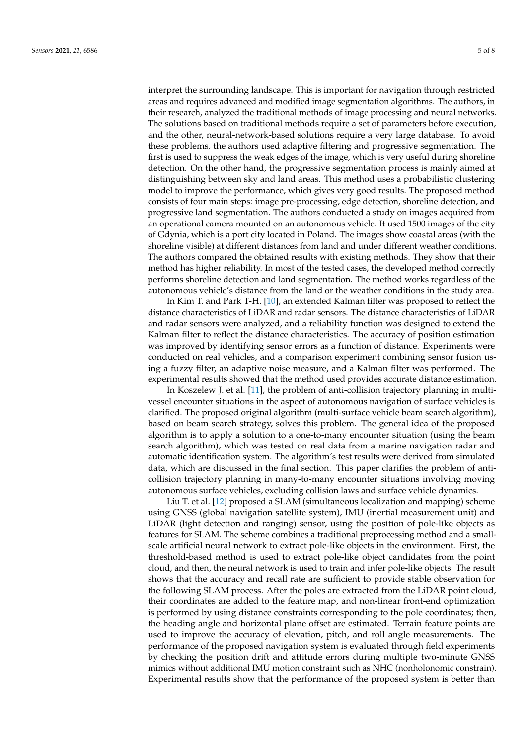interpret the surrounding landscape. This is important for navigation through restricted areas and requires advanced and modified image segmentation algorithms. The authors, in their research, analyzed the traditional methods of image processing and neural networks. The solutions based on traditional methods require a set of parameters before execution, and the other, neural-network-based solutions require a very large database. To avoid these problems, the authors used adaptive filtering and progressive segmentation. The first is used to suppress the weak edges of the image, which is very useful during shoreline detection. On the other hand, the progressive segmentation process is mainly aimed at distinguishing between sky and land areas. This method uses a probabilistic clustering model to improve the performance, which gives very good results. The proposed method consists of four main steps: image pre-processing, edge detection, shoreline detection, and progressive land segmentation. The authors conducted a study on images acquired from an operational camera mounted on an autonomous vehicle. It used 1500 images of the city of Gdynia, which is a port city located in Poland. The images show coastal areas (with the shoreline visible) at different distances from land and under different weather conditions. The authors compared the obtained results with existing methods. They show that their method has higher reliability. In most of the tested cases, the developed method correctly performs shoreline detection and land segmentation. The method works regardless of the autonomous vehicle's distance from the land or the weather conditions in the study area.

In Kim T. and Park T-H. [10], an extended Kalman filter was proposed to reflect the distance characteristics of LiDAR and radar sensors. The distance characteristics of LiDAR and radar sensors were analyzed, and a reliability function was designed to extend the Kalman filter to reflect the distance characteristics. The accuracy of position estimation was improved by identifying sensor errors as a function of distance. Experiments were conducted on real vehicles, and a comparison experiment combining sensor fusion using a fuzzy filter, an adaptive noise measure, and a Kalman filter was performed. The experimental results showed that the method used provides accurate distance estimation.

In Koszelew J. et al. [11], the problem of anti-collision trajectory planning in multi-vessel encounter situations in the aspect of autonomous navigation of surface vehicles is clarified. The proposed original algorithm (multi-surface vehicle beam search algorithm), based on beam search strategy, solves this problem. The general idea of the proposed algorithm is to apply a solution to a one-to-many encounter situation (using the beam search algorithm), which was tested on real data from a marine navigation radar and automatic identification system. The algorithm's test results were derived from simulated data, which are discussed in the final section. This paper clarifies the problem of anti-collision trajectory planning in many-to-many encounter situations involving moving autonomous surface vehicles, excluding collision laws and surface vehicle dynamics.

Liu T. et al. [12] proposed a SLAM (simultaneous localization and mapping) scheme using GNSS (global navigation satellite system), IMU (inertial measurement unit) and LiDAR (light detection and ranging) sensor, using the position of pole-like objects as features for SLAM. The scheme combines a traditional preprocessing method and a small-scale artificial neural network to extract pole-like objects in the environment. First, the threshold-based method is used to extract pole-like object candidates from the point cloud, and then, the neural network is used to train and infer pole-like objects. The result shows that the accuracy and recall rate are sufficient to provide stable observation for the following SLAM process. After the poles are extracted from the LiDAR point cloud, their coordinates are added to the feature map, and non-linear front-end optimization is performed by using distance constraints corresponding to the pole coordinates; then, the heading angle and horizontal plane offset are estimated. Terrain feature points are used to improve the accuracy of elevation, pitch, and roll angle measurements. The performance of the proposed navigation system is evaluated through field experiments by checking the position drift and attitude errors during multiple two-minute GNSS mimics without additional IMU motion constraint such as NHC (nonholonomic constrain). Experimental results show that the performance of the proposed system is better than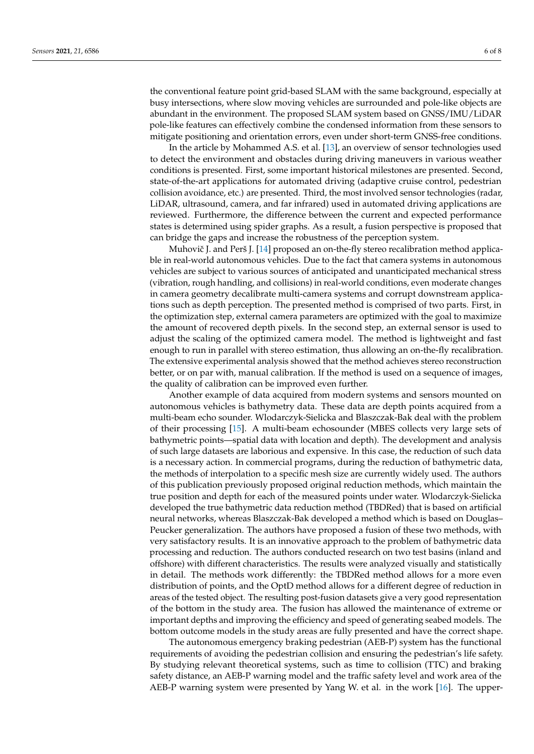the conventional feature point grid-based SLAM with the same background, especially at busy intersections, where slow moving vehicles are surrounded and pole-like objects are abundant in the environment. The proposed SLAM system based on GNSS/IMU/LiDAR pole-like features can effectively combine the condensed information from these sensors to mitigate positioning and orientation errors, even under short-term GNSS-free conditions.

In the article by Mohammed A.S. et al. [13], an overview of sensor technologies used to detect the environment and obstacles during driving maneuvers in various weather conditions is presented. First, some important historical milestones are presented. Second, state-of-the-art applications for automated driving (adaptive cruise control, pedestrian collision avoidance, etc.) are presented. Third, the most involved sensor technologies (radar, LiDAR, ultrasound, camera, and far infrared) used in automated driving applications are reviewed. Furthermore, the difference between the current and expected performance states is determined using spider graphs. As a result, a fusion perspective is proposed that can bridge the gaps and increase the robustness of the perception system.

Muhovič J. and Perš J. [14] proposed an on-the-fly stereo recalibration method applicable in real-world autonomous vehicles. Due to the fact that camera systems in autonomous vehicles are subject to various sources of anticipated and unanticipated mechanical stress (vibration, rough handling, and collisions) in real-world conditions, even moderate changes in camera geometry decalibrate multi-camera systems and corrupt downstream applications such as depth perception. The presented method is comprised of two parts. First, in the optimization step, external camera parameters are optimized with the goal to maximize the amount of recovered depth pixels. In the second step, an external sensor is used to adjust the scaling of the optimized camera model. The method is lightweight and fast enough to run in parallel with stereo estimation, thus allowing an on-the-fly recalibration. The extensive experimental analysis showed that the method achieves stereo reconstruction better, or on par with, manual calibration. If the method is used on a sequence of images, the quality of calibration can be improved even further.

Another example of data acquired from modern systems and sensors mounted on autonomous vehicles is bathymetry data. These data are depth points acquired from a multi-beam echo sounder. Wlodarczyk-Sielicka and Blaszczak-Bak deal with the problem of their processing [15]. A multi-beam echosounder (MBES collects very large sets of bathymetric points—spatial data with location and depth). The development and analysis of such large datasets are laborious and expensive. In this case, the reduction of such data is a necessary action. In commercial programs, during the reduction of bathymetric data, the methods of interpolation to a specific mesh size are currently widely used. The authors of this publication previously proposed original reduction methods, which maintain the true position and depth for each of the measured points under water. Wlodarczyk-Sielicka developed the true bathymetric data reduction method (TBDRed) that is based on artificial neural networks, whereas Blaszczak-Bak developed a method which is based on Douglas–Peucker generalization. The authors have proposed a fusion of these two methods, with very satisfactory results. It is an innovative approach to the problem of bathymetric data processing and reduction. The authors conducted research on two test basins (inland and offshore) with different characteristics. The results were analyzed visually and statistically in detail. The methods work differently: the TBDRed method allows for a more even distribution of points, and the OptD method allows for a different degree of reduction in areas of the tested object. The resulting post-fusion datasets give a very good representation of the bottom in the study area. The fusion has allowed the maintenance of extreme or important depths and improving the efficiency and speed of generating seabed models. The bottom outcome models in the study areas are fully presented and have the correct shape.

The autonomous emergency braking pedestrian (AEB-P) system has the functional requirements of avoiding the pedestrian collision and ensuring the pedestrian's life safety. By studying relevant theoretical systems, such as time to collision (TTC) and braking safety distance, an AEB-P warning model and the traffic safety level and work area of the AEB-P warning system were presented by Yang W. et al. in the work [16]. The upper-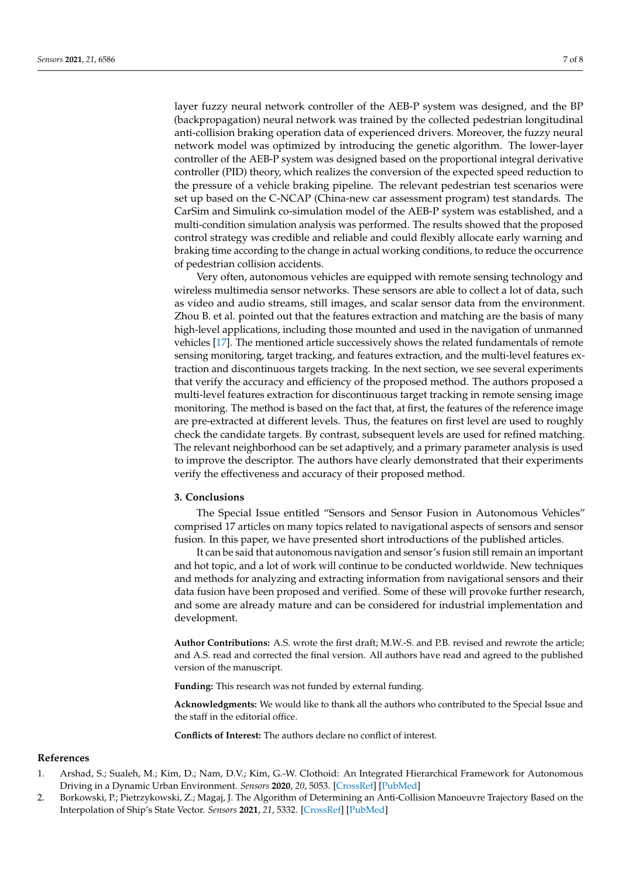layer fuzzy neural network controller of the AEB-P system was designed, and the BP (backpropagation) neural network was trained by the collected pedestrian longitudinal anti-collision braking operation data of experienced drivers. Moreover, the fuzzy neural network model was optimized by introducing the genetic algorithm. The lower-layer controller of the AEB-P system was designed based on the proportional integral derivative controller (PID) theory, which realizes the conversion of the expected speed reduction to the pressure of a vehicle braking pipeline. The relevant pedestrian test scenarios were set up based on the C-NCAP (China-new car assessment program) test standards. The CarSim and Simulink co-simulation model of the AEB-P system was established, and a multi-condition simulation analysis was performed. The results showed that the proposed control strategy was credible and reliable and could flexibly allocate early warning and braking time according to the change in actual working conditions, to reduce the occurrence of pedestrian collision accidents.

Very often, autonomous vehicles are equipped with remote sensing technology and wireless multimedia sensor networks. These sensors are able to collect a lot of data, such as video and audio streams, still images, and scalar sensor data from the environment. Zhou B. et al. pointed out that the features extraction and matching are the basis of many high-level applications, including those mounted and used in the navigation of unmanned vehicles [17]. The mentioned article successively shows the related fundamentals of remote sensing monitoring, target tracking, and features extraction, and the multi-level features extraction and discontinuous targets tracking. In the next section, we see several experiments that verify the accuracy and efficiency of the proposed method. The authors proposed a multi-level features extraction for discontinuous target tracking in remote sensing image monitoring. The method is based on the fact that, at first, the features of the reference image are pre-extracted at different levels. Thus, the features on first level are used to roughly check the candidate targets. By contrast, subsequent levels are used for refined matching. The relevant neighborhood can be set adaptively, and a primary parameter analysis is used to improve the descriptor. The authors have clearly demonstrated that their experiments verify the effectiveness and accuracy of their proposed method.

## 3. Conclusions

The Special Issue entitled "Sensors and Sensor Fusion in Autonomous Vehicles" comprised 17 articles on many topics related to navigational aspects of sensors and sensor fusion. In this paper, we have presented short introductions of the published articles.

It can be said that autonomous navigation and sensor's fusion still remain an important and hot topic, and a lot of work will continue to be conducted worldwide. New techniques and methods for analyzing and extracting information from navigational sensors and their data fusion have been proposed and verified. Some of these will provoke further research, and some are already mature and can be considered for industrial implementation and development.

**Author Contributions:** A.S. wrote the first draft; M.W.-S. and P.B. revised and rewrote the article; and A.S. read and corrected the final version. All authors have read and agreed to the published version of the manuscript.

**Funding:** This research was not funded by external funding.

**Acknowledgments:** We would like to thank all the authors who contributed to the Special Issue and the staff in the editorial office.

**Conflicts of Interest:** The authors declare no conflict of interest.

## References

1. Arshad, S.; Sualeh, M.; Kim, D.; Nam, D.V.; Kim, G.-W. Clothoid: An Integrated Hierarchical Framework for Autonomous Driving in a Dynamic Urban Environment. *Sensors* **2020**, *20*, 5053. [CrossRef] [PubMed]
2. Borkowski, P.; Pietrzykowski, Z.; Magaj, J. The Algorithm of Determining an Anti-Collision Manoeuvre Trajectory Based on the Interpolation of Ship's State Vector. *Sensors* **2021**, *21*, 5332. [CrossRef] [PubMed]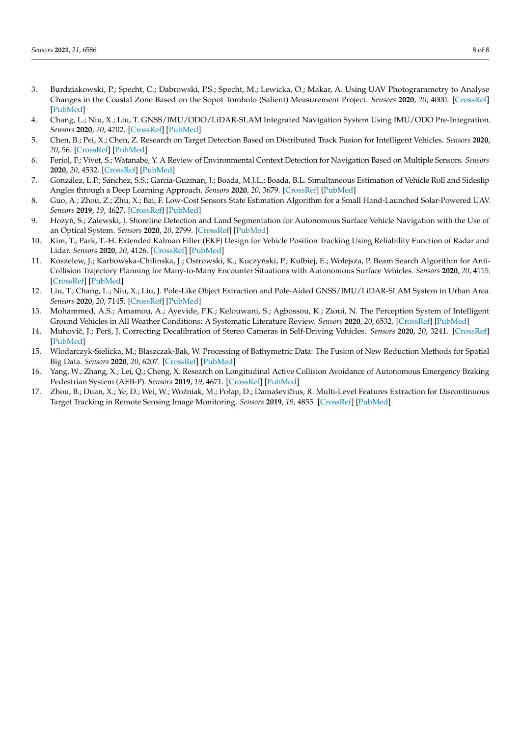3. Burdziakowski, P.; Specht, C.; Dabrowski, P.S.; Specht, M.; Lewicka, O.; Makar, A. Using UAV Photogrammetry to Analyse Changes in the Coastal Zone Based on the Sopot Tombolo (Salient) Measurement Project. *Sensors* **2020**, *20*, 4000. [CrossRef] [PubMed]
4. Chang, L.; Niu, X.; Liu, T. GNSS/IMU/ODO/LiDAR-SLAM Integrated Navigation System Using IMU/ODO Pre-Integration. *Sensors* **2020**, *20*, 4702. [CrossRef] [PubMed]
5. Chen, B.; Pei, X.; Chen, Z. Research on Target Detection Based on Distributed Track Fusion for Intelligent Vehicles. *Sensors* **2020**, *20*, 56. [CrossRef] [PubMed]
6. Feriol, F.; Vivet, S.; Watanabe, Y. A Review of Environmental Context Detection for Navigation Based on Multiple Sensors. *Sensors* **2020**, *20*, 4532. [CrossRef] [PubMed]
7. González, L.P.; Sánchez, S.S.; Garcia-Guzman, J.; Boada, M.J.L.; Boada, B.L. Simultaneous Estimation of Vehicle Roll and Sideslip Angles through a Deep Learning Approach. *Sensors* **2020**, *20*, 3679. [CrossRef] [PubMed]
8. Guo, A.; Zhou, Z.; Zhu, X.; Bai, F. Low-Cost Sensors State Estimation Algorithm for a Small Hand-Launched Solar-Powered UAV. *Sensors* **2019**, *19*, 4627. [CrossRef] [PubMed]
9. Hożyń, S.; Zalewski, J. Shoreline Detection and Land Segmentation for Autonomous Surface Vehicle Navigation with the Use of an Optical System. *Sensors* **2020**, *20*, 2799. [CrossRef] [PubMed]
10. Kim, T.; Park, T.-H. Extended Kalman Filter (EKF) Design for Vehicle Position Tracking Using Reliability Function of Radar and Lidar. *Sensors* **2020**, *20*, 4126. [CrossRef] [PubMed]
11. Koszelew, J.; Karbowska-Chilinska, J.; Ostrowski, K.; Kuczyński, P.; Kulbiej, E.; Wołejsza, P. Beam Search Algorithm for Anti-Collision Trajectory Planning for Many-to-Many Encounter Situations with Autonomous Surface Vehicles. *Sensors* **2020**, *20*, 4115. [CrossRef] [PubMed]
12. Liu, T.; Chang, L.; Niu, X.; Liu, J. Pole-Like Object Extraction and Pole-Aided GNSS/IMU/LiDAR-SLAM System in Urban Area. *Sensors* **2020**, *20*, 7145. [CrossRef] [PubMed]
13. Mohammed, A.S.; Amamou, A.; Ayevide, F.K.; Kelouwani, S.; Agbossou, K.; Zioui, N. The Perception System of Intelligent Ground Vehicles in All Weather Conditions: A Systematic Literature Review. *Sensors* **2020**, *20*, 6532. [CrossRef] [PubMed]
14. Muhovič, J.; Perš, J. Correcting Decalibration of Stereo Cameras in Self-Driving Vehicles. *Sensors* **2020**, *20*, 3241. [CrossRef] [PubMed]
15. Wlodarczyk-Sielicka, M.; Blaszczak-Bak, W. Processing of Bathymetric Data: The Fusion of New Reduction Methods for Spatial Big Data. *Sensors* **2020**, *20*, 6207. [CrossRef] [PubMed]
16. Yang, W.; Zhang, X.; Lei, Q.; Cheng, X. Research on Longitudinal Active Collision Avoidance of Autonomous Emergency Braking Pedestrian System (AEB-P). *Sensors* **2019**, *19*, 4671. [CrossRef] [PubMed]
17. Zhou, B.; Duan, X.; Ye, D.; Wei, W.; Woźniak, M.; Połap, D.; Damaševičius, R. Multi-Level Features Extraction for Discontinuous Target Tracking in Remote Sensing Image Monitoring. *Sensors* **2019**, *19*, 4855. [CrossRef] [PubMed]